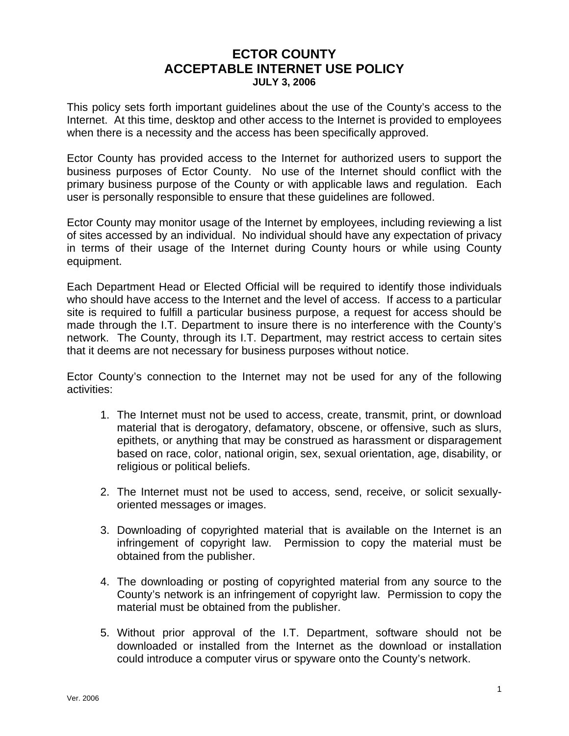# ECTOR COUNTY
# ACCEPTABLE INTERNET USE POLICY
**JULY 3, 2006**

This policy sets forth important guidelines about the use of the County's access to the Internet. At this time, desktop and other access to the Internet is provided to employees when there is a necessity and the access has been specifically approved.

Ector County has provided access to the Internet for authorized users to support the business purposes of Ector County. No use of the Internet should conflict with the primary business purpose of the County or with applicable laws and regulation. Each user is personally responsible to ensure that these guidelines are followed.

Ector County may monitor usage of the Internet by employees, including reviewing a list of sites accessed by an individual. No individual should have any expectation of privacy in terms of their usage of the Internet during County hours or while using County equipment.

Each Department Head or Elected Official will be required to identify those individuals who should have access to the Internet and the level of access. If access to a particular site is required to fulfill a particular business purpose, a request for access should be made through the I.T. Department to insure there is no interference with the County's network. The County, through its I.T. Department, may restrict access to certain sites that it deems are not necessary for business purposes without notice.

Ector County's connection to the Internet may not be used for any of the following activities:

1. The Internet must not be used to access, create, transmit, print, or download material that is derogatory, defamatory, obscene, or offensive, such as slurs, epithets, or anything that may be construed as harassment or disparagement based on race, color, national origin, sex, sexual orientation, age, disability, or religious or political beliefs.

2. The Internet must not be used to access, send, receive, or solicit sexually-oriented messages or images.

3. Downloading of copyrighted material that is available on the Internet is an infringement of copyright law. Permission to copy the material must be obtained from the publisher.

4. The downloading or posting of copyrighted material from any source to the County's network is an infringement of copyright law. Permission to copy the material must be obtained from the publisher.

5. Without prior approval of the I.T. Department, software should not be downloaded or installed from the Internet as the download or installation could introduce a computer virus or spyware onto the County's network.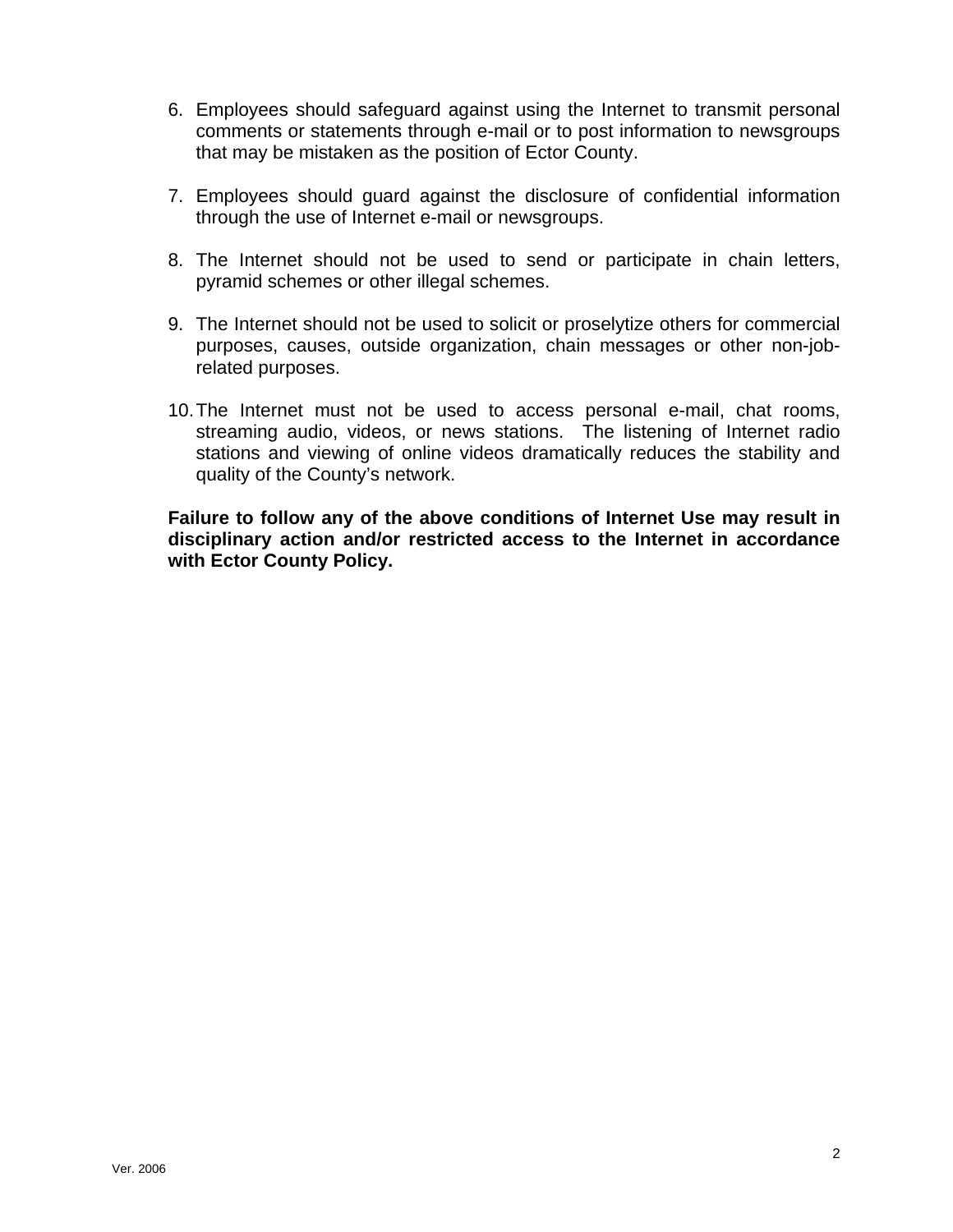6. Employees should safeguard against using the Internet to transmit personal comments or statements through e-mail or to post information to newsgroups that may be mistaken as the position of Ector County.

7. Employees should guard against the disclosure of confidential information through the use of Internet e-mail or newsgroups.

8. The Internet should not be used to send or participate in chain letters, pyramid schemes or other illegal schemes.

9. The Internet should not be used to solicit or proselytize others for commercial purposes, causes, outside organization, chain messages or other non-job-related purposes.

10. The Internet must not be used to access personal e-mail, chat rooms, streaming audio, videos, or news stations. The listening of Internet radio stations and viewing of online videos dramatically reduces the stability and quality of the County's network.

**Failure to follow any of the above conditions of Internet Use may result in disciplinary action and/or restricted access to the Internet in accordance with Ector County Policy.**

Ver. 2006